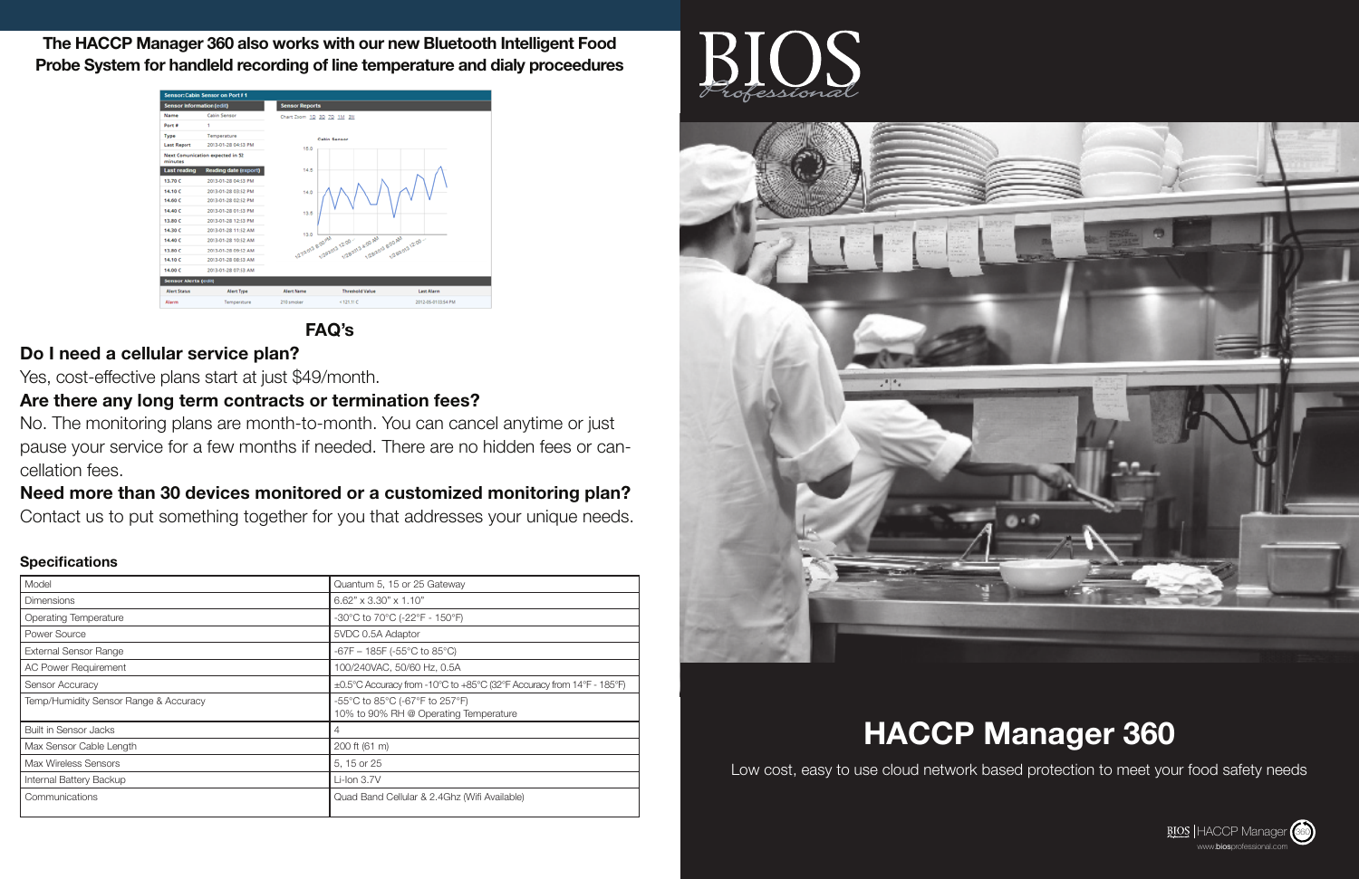**The HACCP Manager 360 also works with our new Bluetooth Intelligent Food Probe System for handleld recording of line temperature and dialy proceedures**

## FAQ's

### Do I need a cellular service plan?

Yes, cost-effective plans start at just $49/month.

### Are there any long term contracts or termination fees?

No. The monitoring plans are month-to-month. You can cancel anytime or just pause your service for a few months if needed. There are no hidden fees or cancellation fees.

### Need more than 30 devices monitored or a customized monitoring plan?

Contact us to put something together for you that addresses your unique needs.

### Specifications

| Model | Quantum 5, 15 or 25 Gateway |
|---|---|
| Dimensions | 6.62" x 3.30" x 1.10" |
| Operating Temperature | -30°C to 70°C (-22°F - 150°F) |
| Power Source | 5VDC 0.5A Adaptor |
| External Sensor Range | -67F – 185F (-55°C to 85°C) |
| AC Power Requirement | 100/240VAC, 50/60 Hz, 0.5A |
| Sensor Accuracy | ±0.5°C Accuracy from -10°C to +85°C (32°F Accuracy from 14°F - 185°F) |
| Temp/Humidity Sensor Range & Accuracy | -55°C to 85°C (-67°F to 257°F) 10% to 90% RH @ Operating Temperature |
| Built in Sensor Jacks | 4 |
| Max Sensor Cable Length | 200 ft (61 m) |
| Max Wireless Sensors | 5, 15 or 25 |
| Internal Battery Backup | Li-Ion 3.7V |
| Communications | Quad Band Cellular & 2.4Ghz (Wifi Available) |

# BIOS Professional

# HACCP Manager 360

Low cost, easy to use cloud network based protection to meet your food safety needs

BIOS | HACCP Manager 360

www.biosprofessional.com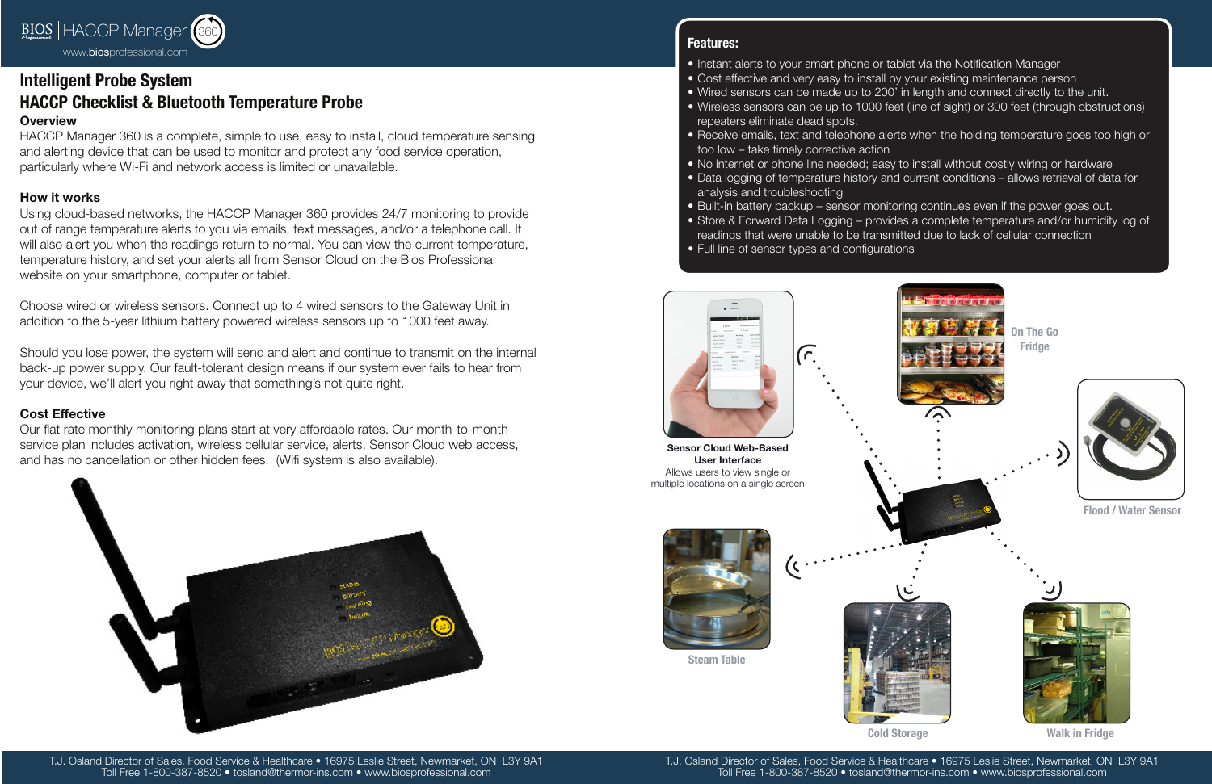BIOS | HACCP Manager 360

www.biosprofessional.com

## Intelligent Probe System

## HACCP Checklist & Bluetooth Temperature Probe

### Overview

HACCP Manager 360 is a complete, simple to use, easy to install, cloud temperature sensing and alerting device that can be used to monitor and protect any food service operation, particularly where Wi-Fi and network access is limited or unavailable.

### How it works

Using cloud-based networks, the HACCP Manager 360 provides 24/7 monitoring to provide out of range temperature alerts to you via emails, text messages, and/or a telephone call. It will also alert you when the readings return to normal. You can view the current temperature, temperature history, and set your alerts all from Sensor Cloud on the Bios Professional website on your smartphone, computer or tablet.

Choose wired or wireless sensors. Connect up to 4 wired sensors to the Gateway Unit in addition to the 5-year lithium battery powered wireless sensors up to 1000 feet away.

Should you lose power, the system will send and alert and continue to transmit on the internal back-up power supply. Our fault-tolerant design means if our system ever fails to hear from your device, we'll alert you right away that something's not quite right.

### Cost Effective

Our flat rate monthly monitoring plans start at very affordable rates. Our month-to-month service plan includes activation, wireless cellular service, alerts, Sensor Cloud web access, and has no cancellation or other hidden fees. (Wifi system is also available).

### Features:

- Instant alerts to your smart phone or tablet via the Notification Manager
- Cost effective and very easy to install by your existing maintenance person
- Wired sensors can be made up to 200' in length and connect directly to the unit.
- Wireless sensors can be up to 1000 feet (line of sight) or 300 feet (through obstructions) repeaters eliminate dead spots.
- Receive emails, text and telephone alerts when the holding temperature goes too high or too low – take timely corrective action
- No internet or phone line needed; easy to install without costly wiring or hardware
- Data logging of temperature history and current conditions – allows retrieval of data for analysis and troubleshooting
- Built-in battery backup – sensor monitoring continues even if the power goes out.
- Store & Forward Data Logging – provides a complete temperature and/or humidity log of readings that were unable to be transmitted due to lack of cellular connection
- Full line of sensor types and configurations

**Sensor Cloud Web-Based User Interface**
Allows users to view single or multiple locations on a single screen

On The Go Fridge

Flood / Water Sensor

Steam Table

Cold Storage

Walk in Fridge

T.J. Osland Director of Sales, Food Service & Healthcare • 16975 Leslie Street, Newmarket, ON L3Y 9A1
Toll Free 1-800-387-8520 • tosland@thermor-ins.com • www.biosprofessional.com